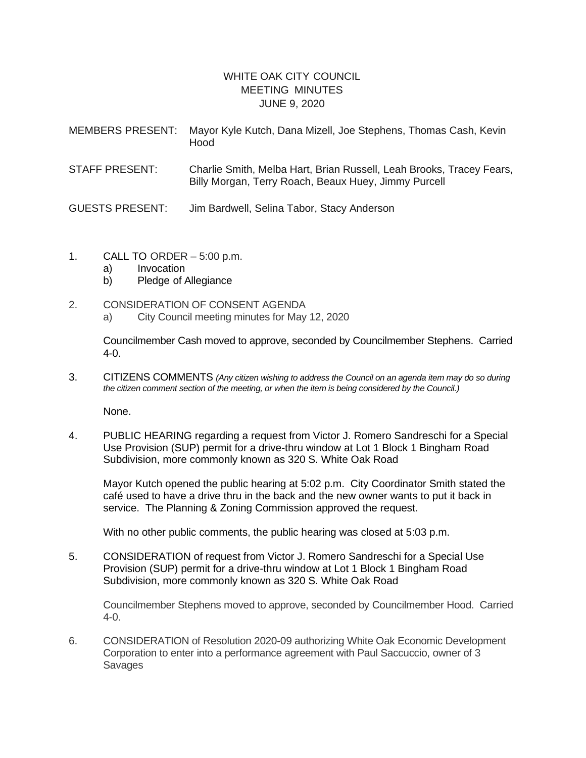# WHITE OAK CITY COUNCIL
## MEETING MINUTES
### JUNE 9, 2020

MEMBERS PRESENT: Mayor Kyle Kutch, Dana Mizell, Joe Stephens, Thomas Cash, Kevin Hood

STAFF PRESENT: Charlie Smith, Melba Hart, Brian Russell, Leah Brooks, Tracey Fears, Billy Morgan, Terry Roach, Beaux Huey, Jimmy Purcell

GUESTS PRESENT: Jim Bardwell, Selina Tabor, Stacy Anderson

1. CALL TO ORDER – 5:00 p.m.
   a) Invocation
   b) Pledge of Allegiance

2. CONSIDERATION OF CONSENT AGENDA
   a) City Council meeting minutes for May 12, 2020

   Councilmember Cash moved to approve, seconded by Councilmember Stephens. Carried 4-0.

3. CITIZENS COMMENTS *(Any citizen wishing to address the Council on an agenda item may do so during the citizen comment section of the meeting, or when the item is being considered by the Council.)*

   None.

4. PUBLIC HEARING regarding a request from Victor J. Romero Sandreschi for a Special Use Provision (SUP) permit for a drive-thru window at Lot 1 Block 1 Bingham Road Subdivision, more commonly known as 320 S. White Oak Road

   Mayor Kutch opened the public hearing at 5:02 p.m. City Coordinator Smith stated the café used to have a drive thru in the back and the new owner wants to put it back in service. The Planning & Zoning Commission approved the request.

   With no other public comments, the public hearing was closed at 5:03 p.m.

5. CONSIDERATION of request from Victor J. Romero Sandreschi for a Special Use Provision (SUP) permit for a drive-thru window at Lot 1 Block 1 Bingham Road Subdivision, more commonly known as 320 S. White Oak Road

   Councilmember Stephens moved to approve, seconded by Councilmember Hood. Carried 4-0.

6. CONSIDERATION of Resolution 2020-09 authorizing White Oak Economic Development Corporation to enter into a performance agreement with Paul Saccuccio, owner of 3 Savages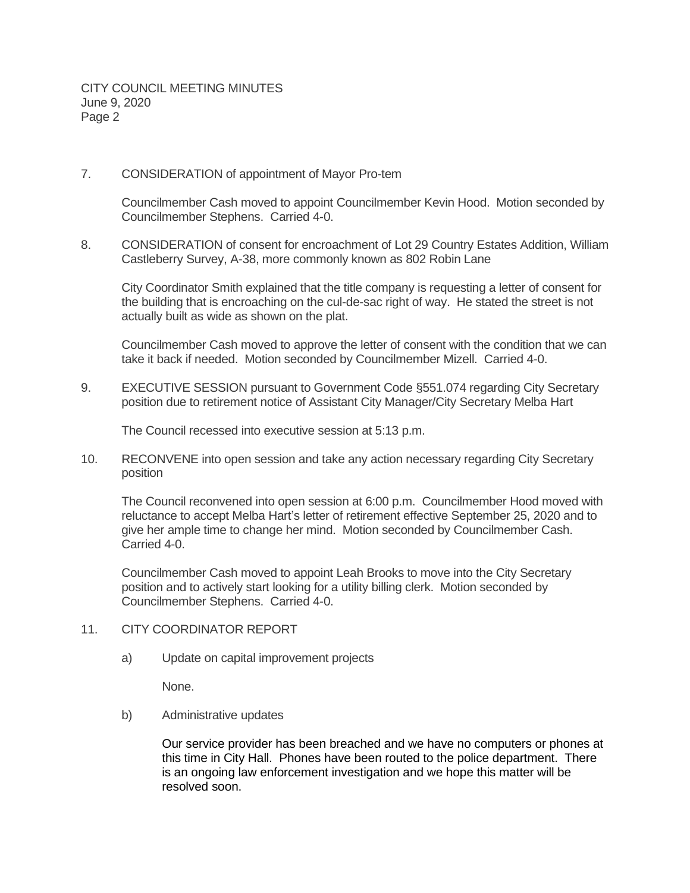7. CONSIDERATION of appointment of Mayor Pro-tem

   Councilmember Cash moved to appoint Councilmember Kevin Hood. Motion seconded by Councilmember Stephens. Carried 4-0.

8. CONSIDERATION of consent for encroachment of Lot 29 Country Estates Addition, William Castleberry Survey, A-38, more commonly known as 802 Robin Lane

   City Coordinator Smith explained that the title company is requesting a letter of consent for the building that is encroaching on the cul-de-sac right of way. He stated the street is not actually built as wide as shown on the plat.

   Councilmember Cash moved to approve the letter of consent with the condition that we can take it back if needed. Motion seconded by Councilmember Mizell. Carried 4-0.

9. EXECUTIVE SESSION pursuant to Government Code §551.074 regarding City Secretary position due to retirement notice of Assistant City Manager/City Secretary Melba Hart

   The Council recessed into executive session at 5:13 p.m.

10. RECONVENE into open session and take any action necessary regarding City Secretary position

    The Council reconvened into open session at 6:00 p.m. Councilmember Hood moved with reluctance to accept Melba Hart's letter of retirement effective September 25, 2020 and to give her ample time to change her mind. Motion seconded by Councilmember Cash. Carried 4-0.

    Councilmember Cash moved to appoint Leah Brooks to move into the City Secretary position and to actively start looking for a utility billing clerk. Motion seconded by Councilmember Stephens. Carried 4-0.

11. CITY COORDINATOR REPORT

    a) Update on capital improvement projects

       None.

    b) Administrative updates

       Our service provider has been breached and we have no computers or phones at this time in City Hall. Phones have been routed to the police department. There is an ongoing law enforcement investigation and we hope this matter will be resolved soon.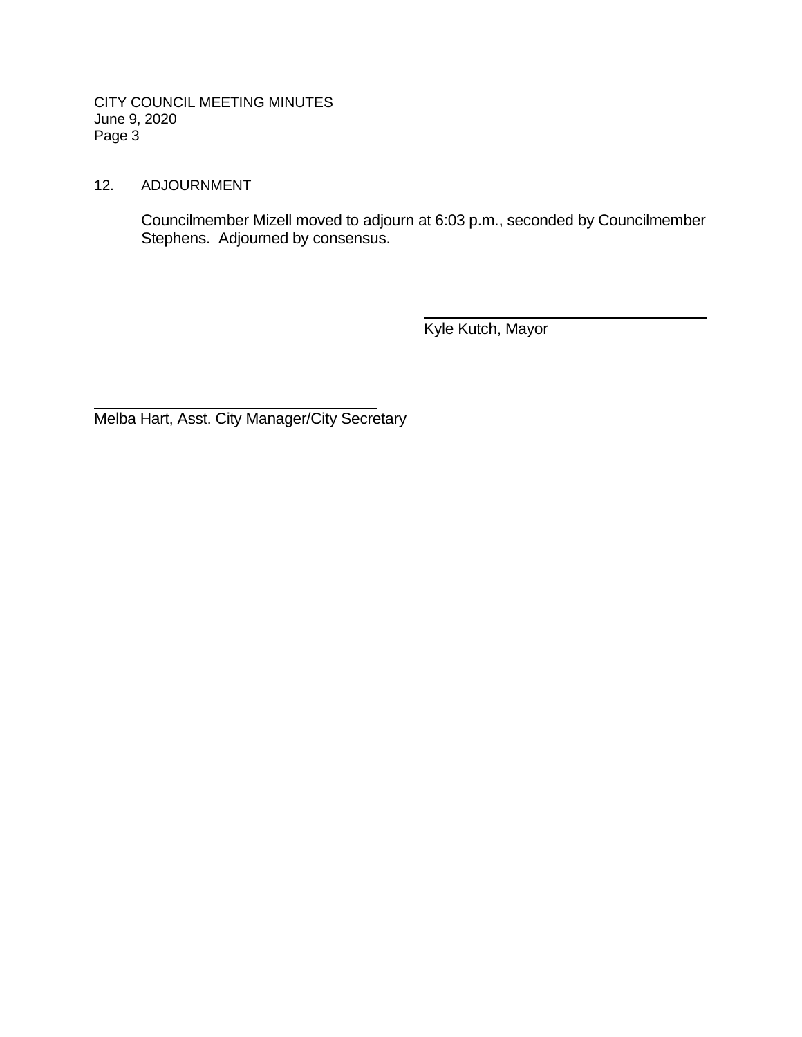12. ADJOURNMENT

Councilmember Mizell moved to adjourn at 6:03 p.m., seconded by Councilmember Stephens. Adjourned by consensus.

\_\_\_\_\_\_\_\_\_\_\_\_\_\_\_\_\_\_\_\_\_\_\_\_\_\_\_\_\_\_\_\_

Kyle Kutch, Mayor

\_\_\_\_\_\_\_\_\_\_\_\_\_\_\_\_\_\_\_\_\_\_\_\_\_\_\_\_\_\_\_\_

Melba Hart, Asst. City Manager/City Secretary